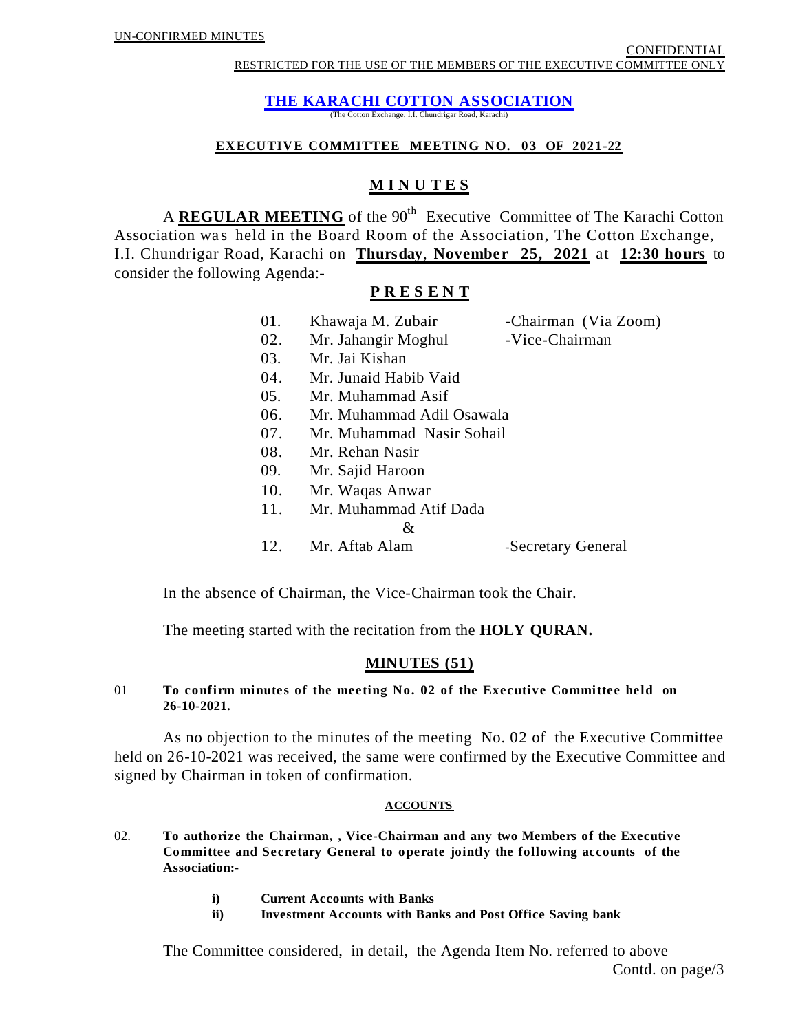UN-CONFIRMED MINUTES

CONFIDENTIAL

RESTRICTED FOR THE USE OF THE MEMBERS OF THE EXECUTIVE COMMITTEE ONLY

# THE KARACHI COTTON ASSOCIATION

(The Cotton Exchange, I.I. Chundrigar Road, Karachi)

## EXECUTIVE COMMITTEE MEETING NO. 03 OF 2021-22

## MINUTES

A **REGULAR MEETING** of the 90th Executive Committee of The Karachi Cotton Association was held in the Board Room of the Association, The Cotton Exchange, I.I. Chundrigar Road, Karachi on **Thursday, November 25, 2021** at **12:30 hours** to consider the following Agenda:-

## PRESENT

01. Khawaja M. Zubair -Chairman (Via Zoom)
02. Mr. Jahangir Moghul -Vice-Chairman
03. Mr. Jai Kishan
04. Mr. Junaid Habib Vaid
05. Mr. Muhammad Asif
06. Mr. Muhammad Adil Osawala
07. Mr. Muhammad Nasir Sohail
08. Mr. Rehan Nasir
09. Mr. Sajid Haroon
10. Mr. Waqas Anwar
11. Mr. Muhammad Atif Dada

&

12. Mr. Aftab Alam -Secretary General

In the absence of Chairman, the Vice-Chairman took the Chair.

The meeting started with the recitation from the **HOLY QURAN.**

## MINUTES (51)

01 **To confirm minutes of the meeting No. 02 of the Executive Committee held on 26-10-2021.**

As no objection to the minutes of the meeting No. 02 of the Executive Committee held on 26-10-2021 was received, the same were confirmed by the Executive Committee and signed by Chairman in token of confirmation.

### ACCOUNTS

02. **To authorize the Chairman, , Vice-Chairman and any two Members of the Executive Committee and Secretary General to operate jointly the following accounts of the Association:-**

- **i) Current Accounts with Banks**
- **ii) Investment Accounts with Banks and Post Office Saving bank**

The Committee considered, in detail, the Agenda Item No. referred to above

Contd. on page/3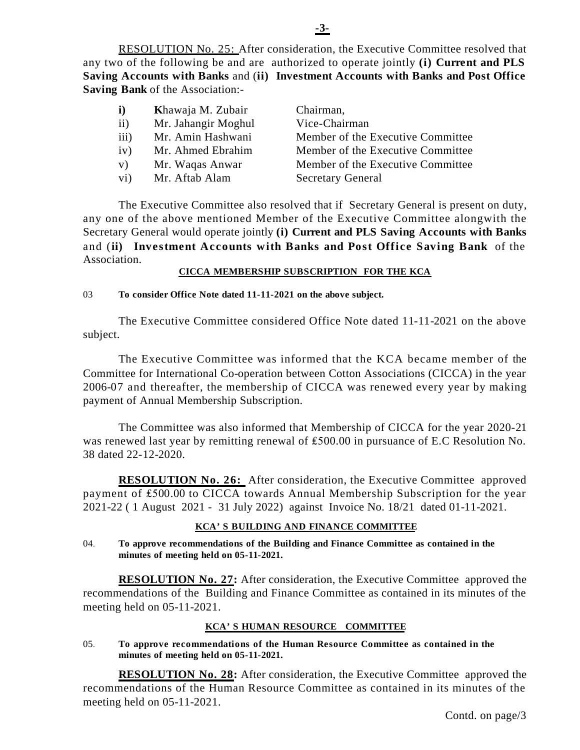<u>RESOLUTION No. 25:</u> After consideration, the Executive Committee resolved that any two of the following be and are authorized to operate jointly **(i) Current and PLS Saving Accounts with Banks** and (**ii) Investment Accounts with Banks and Post Office Saving Bank** of the Association:-

| | | |
|---|---|---|
| **i)** | **K**hawaja M. Zubair | Chairman, |
| ii) | Mr. Jahangir Moghul | Vice-Chairman |
| iii) | Mr. Amin Hashwani | Member of the Executive Committee |
| iv) | Mr. Ahmed Ebrahim | Member of the Executive Committee |
| v) | Mr. Waqas Anwar | Member of the Executive Committee |
| vi) | Mr. Aftab Alam | Secretary General |

The Executive Committee also resolved that if Secretary General is present on duty, any one of the above mentioned Member of the Executive Committee alongwith the Secretary General would operate jointly **(i) Current and PLS Saving Accounts with Banks** and (**ii) Investment Accounts with Banks and Post Office Saving Bank** of the Association.

**CICCA MEMBERSHIP SUBSCRIPTION FOR THE KCA**

03 **To consider Office Note dated 11-11-2021 on the above subject.**

The Executive Committee considered Office Note dated 11-11-2021 on the above subject.

The Executive Committee was informed that the KCA became member of the Committee for International Co-operation between Cotton Associations (CICCA) in the year 2006-07 and thereafter, the membership of CICCA was renewed every year by making payment of Annual Membership Subscription.

The Committee was also informed that Membership of CICCA for the year 2020-21 was renewed last year by remitting renewal of ₤500.00 in pursuance of E.C Resolution No. 38 dated 22-12-2020.

**<u>RESOLUTION No. 26:</u>** After consideration, the Executive Committee approved payment of ₤500.00 to CICCA towards Annual Membership Subscription for the year 2021-22 ( 1 August 2021 - 31 July 2022) against Invoice No. 18/21 dated 01-11-2021.

**KCA' S BUILDING AND FINANCE COMMITTEE**

04. **To approve recommendations of the Building and Finance Committee as contained in the minutes of meeting held on 05-11-2021.**

**<u>RESOLUTION No. 27</u>:** After consideration, the Executive Committee approved the recommendations of the Building and Finance Committee as contained in its minutes of the meeting held on 05-11-2021.

**KCA' S HUMAN RESOURCE COMMITTEE**

05. **To approve recommendations of the Human Resource Committee as contained in the minutes of meeting held on 05-11-2021.**

**<u>RESOLUTION No. 28</u>:** After consideration, the Executive Committee approved the recommendations of the Human Resource Committee as contained in its minutes of the meeting held on 05-11-2021.

Contd. on page/3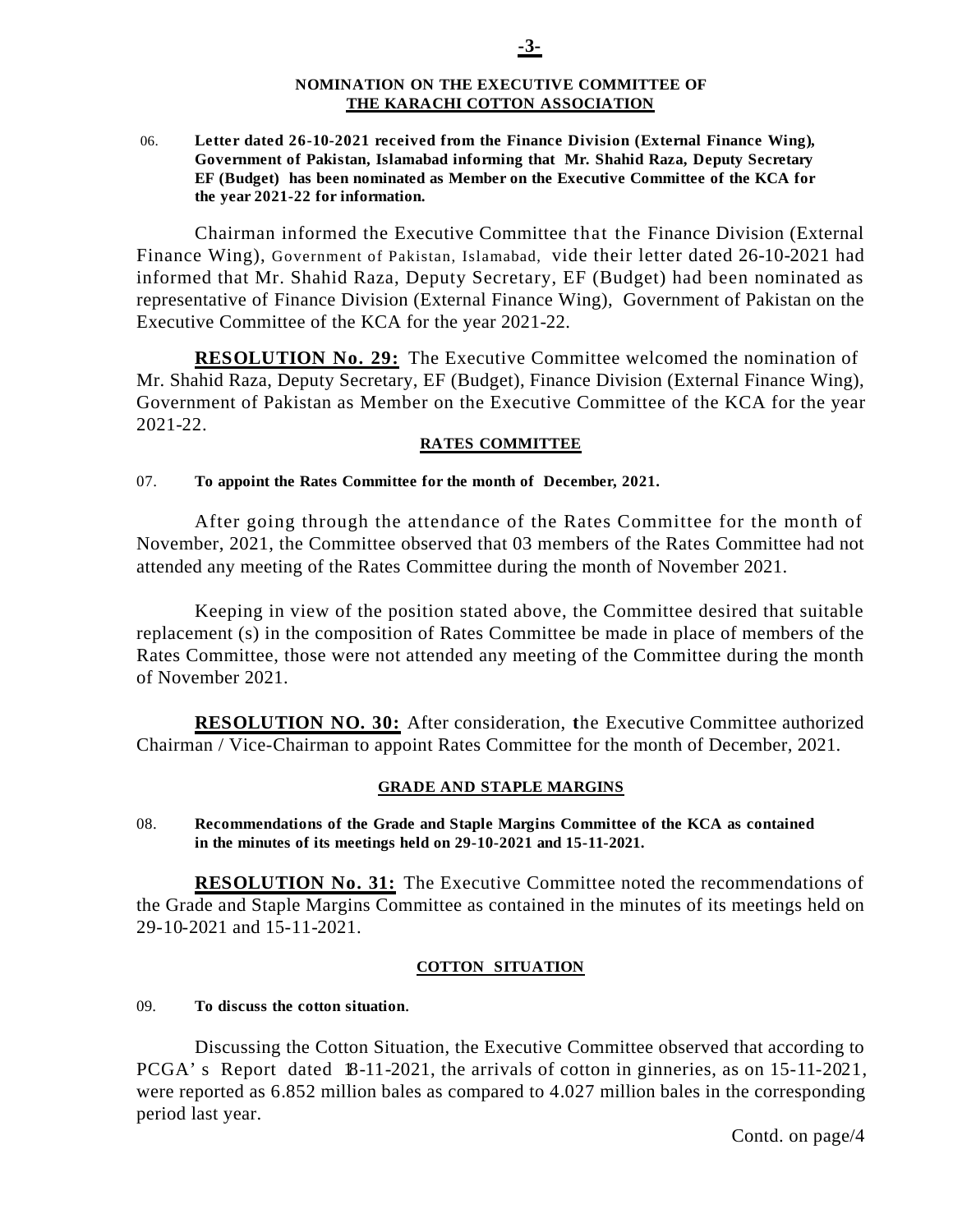## NOMINATION ON THE EXECUTIVE COMMITTEE OF THE KARACHI COTTON ASSOCIATION

06. **Letter dated 26-10-2021 received from the Finance Division (External Finance Wing), Government of Pakistan, Islamabad informing that Mr. Shahid Raza, Deputy Secretary EF (Budget) has been nominated as Member on the Executive Committee of the KCA for the year 2021-22 for information.**

Chairman informed the Executive Committee that the Finance Division (External Finance Wing), Government of Pakistan, Islamabad, vide their letter dated 26-10-2021 had informed that Mr. Shahid Raza, Deputy Secretary, EF (Budget) had been nominated as representative of Finance Division (External Finance Wing), Government of Pakistan on the Executive Committee of the KCA for the year 2021-22.

**RESOLUTION No. 29:** The Executive Committee welcomed the nomination of Mr. Shahid Raza, Deputy Secretary, EF (Budget), Finance Division (External Finance Wing), Government of Pakistan as Member on the Executive Committee of the KCA for the year 2021-22.

## RATES COMMITTEE

07. **To appoint the Rates Committee for the month of December, 2021.**

After going through the attendance of the Rates Committee for the month of November, 2021, the Committee observed that 03 members of the Rates Committee had not attended any meeting of the Rates Committee during the month of November 2021.

Keeping in view of the position stated above, the Committee desired that suitable replacement (s) in the composition of Rates Committee be made in place of members of the Rates Committee, those were not attended any meeting of the Committee during the month of November 2021.

**RESOLUTION NO. 30:** After consideration, the Executive Committee authorized Chairman / Vice-Chairman to appoint Rates Committee for the month of December, 2021.

## GRADE AND STAPLE MARGINS

08. **Recommendations of the Grade and Staple Margins Committee of the KCA as contained in the minutes of its meetings held on 29-10-2021 and 15-11-2021.**

**RESOLUTION No. 31:** The Executive Committee noted the recommendations of the Grade and Staple Margins Committee as contained in the minutes of its meetings held on 29-10-2021 and 15-11-2021.

## COTTON SITUATION

09. **To discuss the cotton situation.**

Discussing the Cotton Situation, the Executive Committee observed that according to PCGA's Report dated 18-11-2021, the arrivals of cotton in ginneries, as on 15-11-2021, were reported as 6.852 million bales as compared to 4.027 million bales in the corresponding period last year.

Contd. on page/4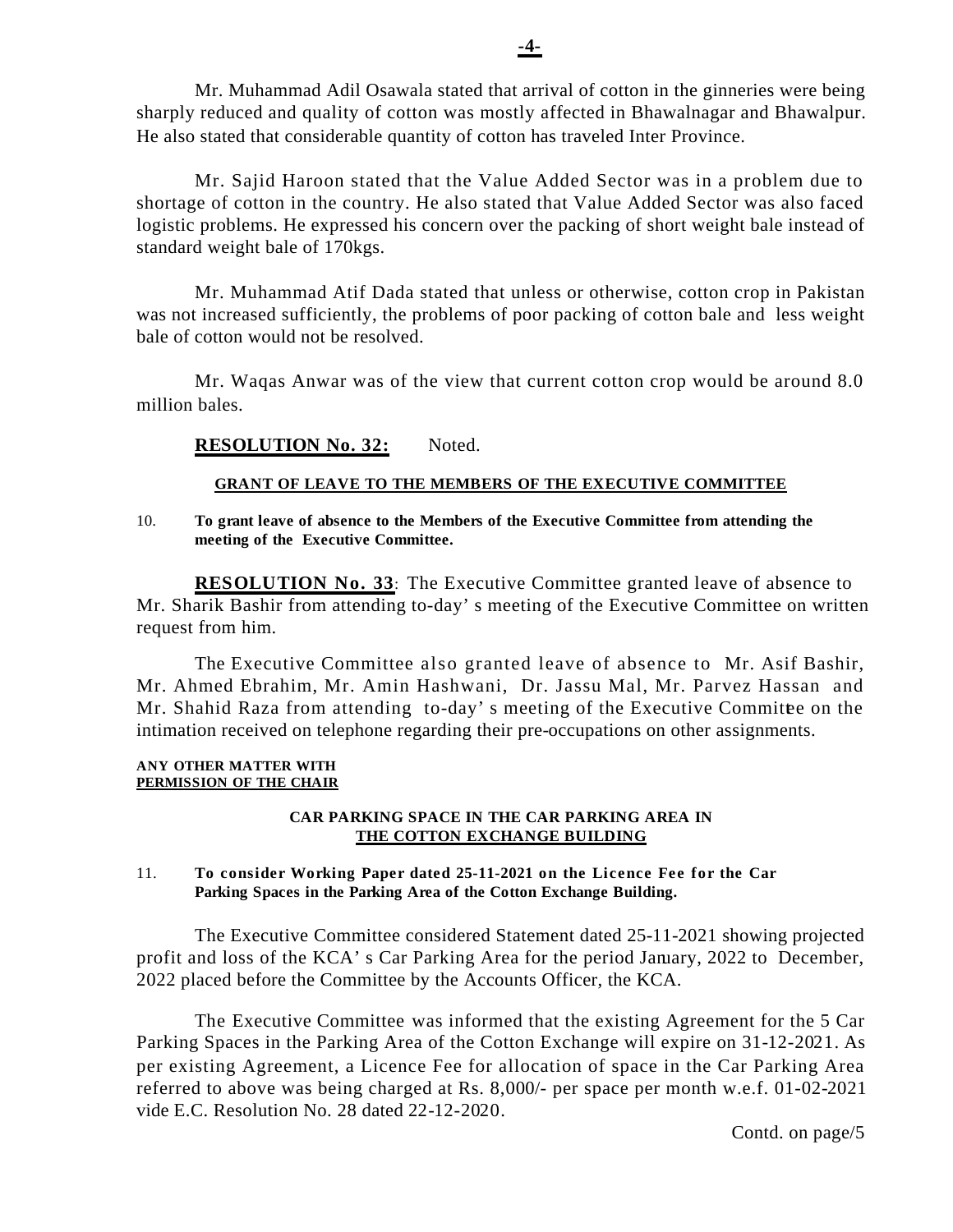Mr. Muhammad Adil Osawala stated that arrival of cotton in the ginneries were being sharply reduced and quality of cotton was mostly affected in Bhawalnagar and Bhawalpur. He also stated that considerable quantity of cotton has traveled Inter Province.

Mr. Sajid Haroon stated that the Value Added Sector was in a problem due to shortage of cotton in the country. He also stated that Value Added Sector was also faced logistic problems. He expressed his concern over the packing of short weight bale instead of standard weight bale of 170kgs.

Mr. Muhammad Atif Dada stated that unless or otherwise, cotton crop in Pakistan was not increased sufficiently, the problems of poor packing of cotton bale and less weight bale of cotton would not be resolved.

Mr. Waqas Anwar was of the view that current cotton crop would be around 8.0 million bales.

**RESOLUTION No. 32:** Noted.

**GRANT OF LEAVE TO THE MEMBERS OF THE EXECUTIVE COMMITTEE**

10. **To grant leave of absence to the Members of the Executive Committee from attending the meeting of the Executive Committee.**

**RESOLUTION No. 33**: The Executive Committee granted leave of absence to Mr. Sharik Bashir from attending to-day' s meeting of the Executive Committee on written request from him.

The Executive Committee also granted leave of absence to Mr. Asif Bashir, Mr. Ahmed Ebrahim, Mr. Amin Hashwani, Dr. Jassu Mal, Mr. Parvez Hassan and Mr. Shahid Raza from attending to-day' s meeting of the Executive Committee on the intimation received on telephone regarding their pre-occupations on other assignments.

**ANY OTHER MATTER WITH PERMISSION OF THE CHAIR**

**CAR PARKING SPACE IN THE CAR PARKING AREA IN THE COTTON EXCHANGE BUILDING**

11. **To consider Working Paper dated 25-11-2021 on the Licence Fee for the Car Parking Spaces in the Parking Area of the Cotton Exchange Building.**

The Executive Committee considered Statement dated 25-11-2021 showing projected profit and loss of the KCA' s Car Parking Area for the period January, 2022 to December, 2022 placed before the Committee by the Accounts Officer, the KCA.

The Executive Committee was informed that the existing Agreement for the 5 Car Parking Spaces in the Parking Area of the Cotton Exchange will expire on 31-12-2021. As per existing Agreement, a Licence Fee for allocation of space in the Car Parking Area referred to above was being charged at Rs. 8,000/- per space per month w.e.f. 01-02-2021 vide E.C. Resolution No. 28 dated 22-12-2020.

Contd. on page/5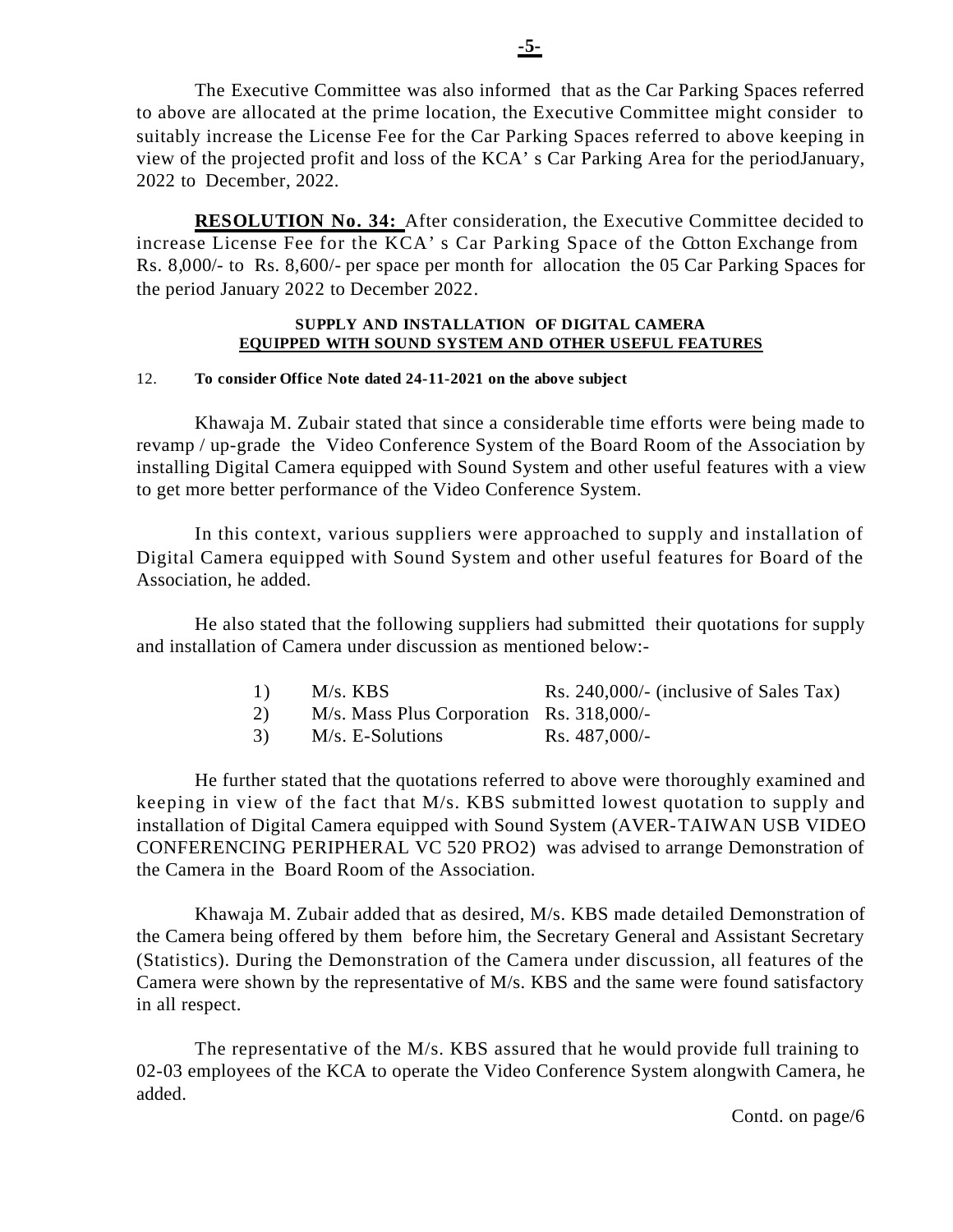The Executive Committee was also informed that as the Car Parking Spaces referred to above are allocated at the prime location, the Executive Committee might consider to suitably increase the License Fee for the Car Parking Spaces referred to above keeping in view of the projected profit and loss of the KCA' s Car Parking Area for the periodJanuary, 2022 to December, 2022.

**RESOLUTION No. 34:** After consideration, the Executive Committee decided to increase License Fee for the KCA' s Car Parking Space of the Cotton Exchange from Rs. 8,000/- to Rs. 8,600/- per space per month for allocation the 05 Car Parking Spaces for the period January 2022 to December 2022.

**SUPPLY AND INSTALLATION OF DIGITAL CAMERA EQUIPPED WITH SOUND SYSTEM AND OTHER USEFUL FEATURES**

12. **To consider Office Note dated 24-11-2021 on the above subject**

Khawaja M. Zubair stated that since a considerable time efforts were being made to revamp / up-grade the Video Conference System of the Board Room of the Association by installing Digital Camera equipped with Sound System and other useful features with a view to get more better performance of the Video Conference System.

In this context, various suppliers were approached to supply and installation of Digital Camera equipped with Sound System and other useful features for Board of the Association, he added.

He also stated that the following suppliers had submitted their quotations for supply and installation of Camera under discussion as mentioned below:-

| | | |
|---|---|---|
| 1) | M/s. KBS | Rs. 240,000/- (inclusive of Sales Tax) |
| 2) | M/s. Mass Plus Corporation | Rs. 318,000/- |
| 3) | M/s. E-Solutions | Rs. 487,000/- |

He further stated that the quotations referred to above were thoroughly examined and keeping in view of the fact that M/s. KBS submitted lowest quotation to supply and installation of Digital Camera equipped with Sound System (AVER-TAIWAN USB VIDEO CONFERENCING PERIPHERAL VC 520 PRO2) was advised to arrange Demonstration of the Camera in the Board Room of the Association.

Khawaja M. Zubair added that as desired, M/s. KBS made detailed Demonstration of the Camera being offered by them before him, the Secretary General and Assistant Secretary (Statistics). During the Demonstration of the Camera under discussion, all features of the Camera were shown by the representative of M/s. KBS and the same were found satisfactory in all respect.

The representative of the M/s. KBS assured that he would provide full training to 02-03 employees of the KCA to operate the Video Conference System alongwith Camera, he added.

Contd. on page/6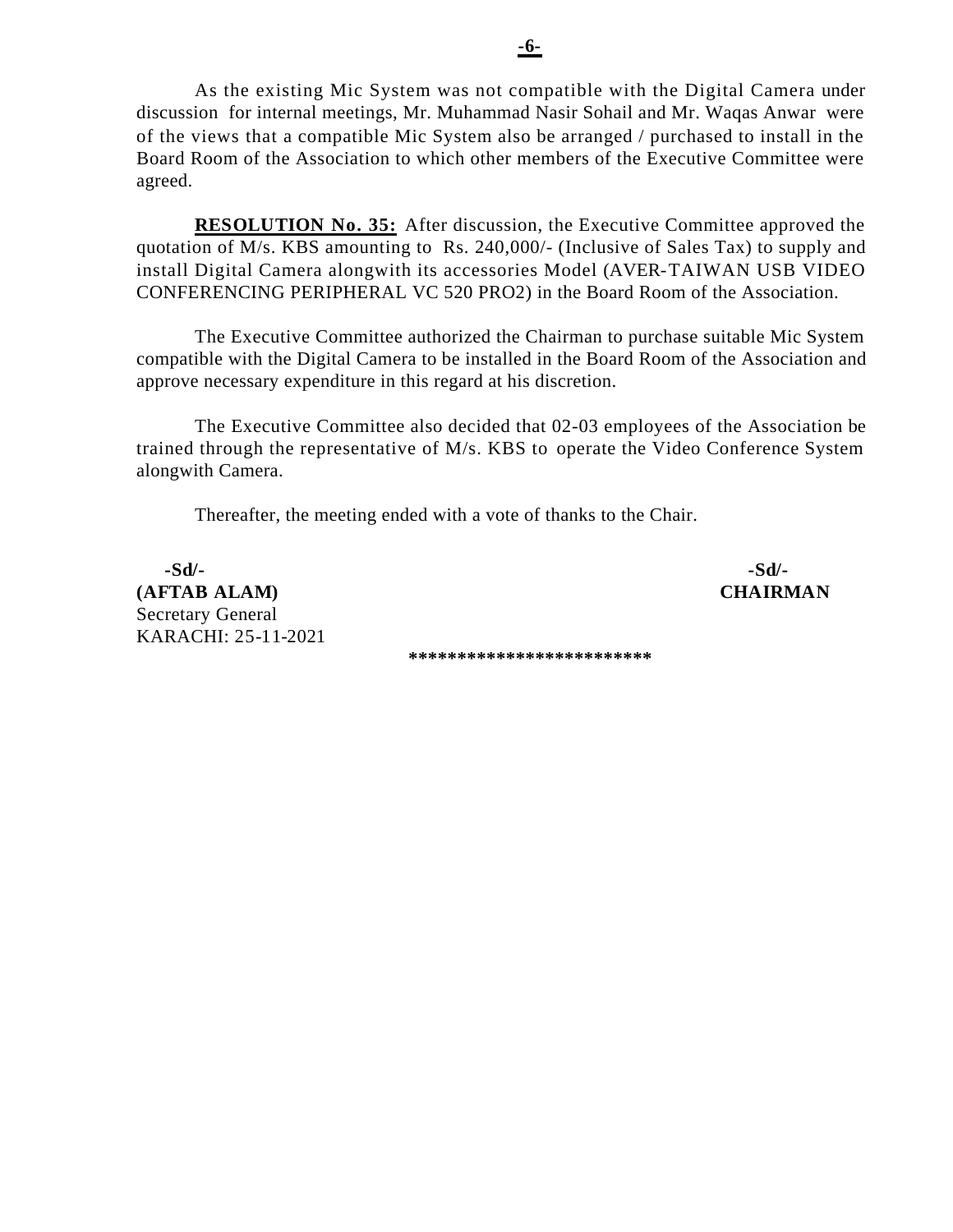As the existing Mic System was not compatible with the Digital Camera under discussion for internal meetings, Mr. Muhammad Nasir Sohail and Mr. Waqas Anwar were of the views that a compatible Mic System also be arranged / purchased to install in the Board Room of the Association to which other members of the Executive Committee were agreed.

**RESOLUTION No. 35:** After discussion, the Executive Committee approved the quotation of M/s. KBS amounting to Rs. 240,000/- (Inclusive of Sales Tax) to supply and install Digital Camera alongwith its accessories Model (AVER-TAIWAN USB VIDEO CONFERENCING PERIPHERAL VC 520 PRO2) in the Board Room of the Association.

The Executive Committee authorized the Chairman to purchase suitable Mic System compatible with the Digital Camera to be installed in the Board Room of the Association and approve necessary expenditure in this regard at his discretion.

The Executive Committee also decided that 02-03 employees of the Association be trained through the representative of M/s. KBS to operate the Video Conference System alongwith Camera.

Thereafter, the meeting ended with a vote of thanks to the Chair.

**-Sd/-**
**(AFTAB ALAM)**
Secretary General
KARACHI: 25-11-2021

**-Sd/-**
**CHAIRMAN**

**************************